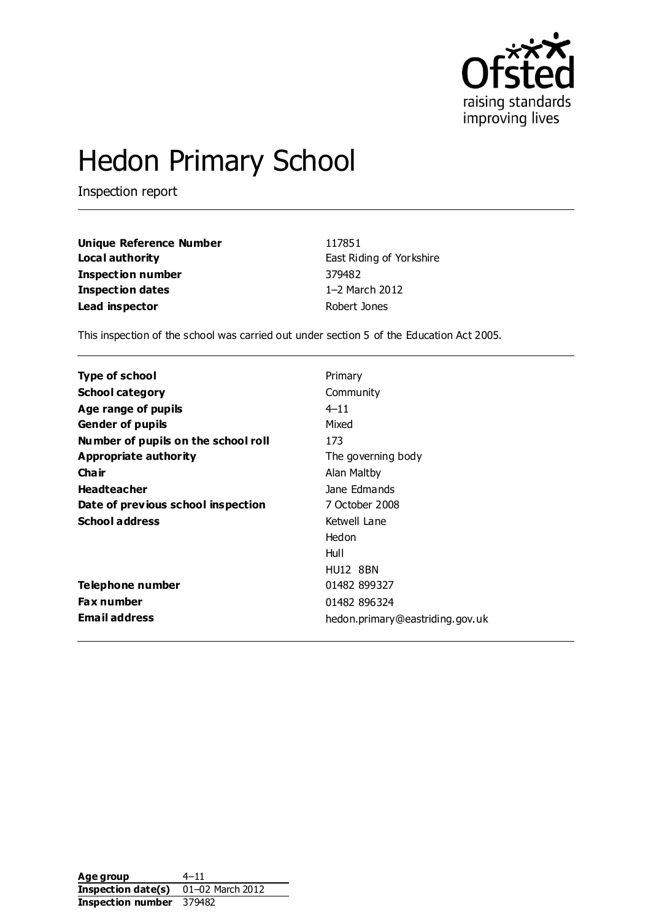# Hedon Primary School

Inspection report

| | |
|---|---|
| **Unique Reference Number** | 117851 |
| **Local authority** | East Riding of Yorkshire |
| **Inspection number** | 379482 |
| **Inspection dates** | 1–2 March 2012 |
| **Lead inspector** | Robert Jones |

This inspection of the school was carried out under section 5 of the Education Act 2005.

| | |
|---|---|
| **Type of school** | Primary |
| **School category** | Community |
| **Age range of pupils** | 4–11 |
| **Gender of pupils** | Mixed |
| **Number of pupils on the school roll** | 173 |
| **Appropriate authority** | The governing body |
| **Chair** | Alan Maltby |
| **Headteacher** | Jane Edmands |
| **Date of previous school inspection** | 7 October 2008 |
| **School address** | Ketwell Lane<br>Hedon<br>Hull<br>HU12 8BN |
| **Telephone number** | 01482 899327 |
| **Fax number** | 01482 896324 |
| **Email address** | hedon.primary@eastriding.gov.uk |

| | |
|---|---|
| **Age group** | 4–11 |
| **Inspection date(s)** | 01–02 March 2012 |
| **Inspection number** | 379482 |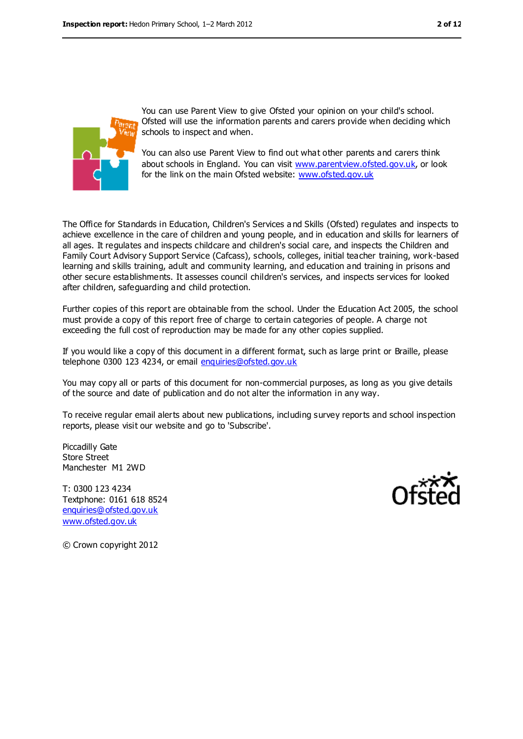You can use Parent View to give Ofsted your opinion on your child's school. Ofsted will use the information parents and carers provide when deciding which schools to inspect and when.

You can also use Parent View to find out what other parents and carers think about schools in England. You can visit www.parentview.ofsted.gov.uk, or look for the link on the main Ofsted website: www.ofsted.gov.uk

The Office for Standards in Education, Children's Services and Skills (Ofsted) regulates and inspects to achieve excellence in the care of children and young people, and in education and skills for learners of all ages. It regulates and inspects childcare and children's social care, and inspects the Children and Family Court Advisory Support Service (Cafcass), schools, colleges, initial teacher training, work-based learning and skills training, adult and community learning, and education and training in prisons and other secure establishments. It assesses council children's services, and inspects services for looked after children, safeguarding and child protection.

Further copies of this report are obtainable from the school. Under the Education Act 2005, the school must provide a copy of this report free of charge to certain categories of people. A charge not exceeding the full cost of reproduction may be made for any other copies supplied.

If you would like a copy of this document in a different format, such as large print or Braille, please telephone 0300 123 4234, or email enquiries@ofsted.gov.uk

You may copy all or parts of this document for non-commercial purposes, as long as you give details of the source and date of publication and do not alter the information in any way.

To receive regular email alerts about new publications, including survey reports and school inspection reports, please visit our website and go to 'Subscribe'.

Piccadilly Gate  
Store Street  
Manchester M1 2WD

T: 0300 123 4234  
Textphone: 0161 618 8524  
enquiries@ofsted.gov.uk  
www.ofsted.gov.uk

© Crown copyright 2012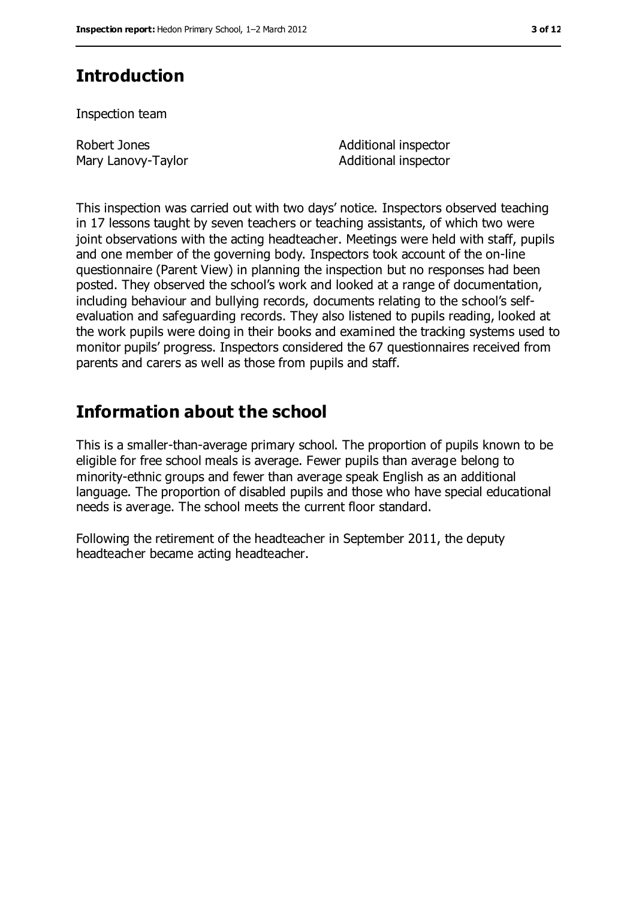## Introduction

Inspection team

| | |
|---|---|
| Robert Jones | Additional inspector |
| Mary Lanovy-Taylor | Additional inspector |

This inspection was carried out with two days' notice. Inspectors observed teaching in 17 lessons taught by seven teachers or teaching assistants, of which two were joint observations with the acting headteacher. Meetings were held with staff, pupils and one member of the governing body. Inspectors took account of the on-line questionnaire (Parent View) in planning the inspection but no responses had been posted. They observed the school's work and looked at a range of documentation, including behaviour and bullying records, documents relating to the school's self-evaluation and safeguarding records. They also listened to pupils reading, looked at the work pupils were doing in their books and examined the tracking systems used to monitor pupils' progress. Inspectors considered the 67 questionnaires received from parents and carers as well as those from pupils and staff.

## Information about the school

This is a smaller-than-average primary school. The proportion of pupils known to be eligible for free school meals is average. Fewer pupils than average belong to minority-ethnic groups and fewer than average speak English as an additional language. The proportion of disabled pupils and those who have special educational needs is average. The school meets the current floor standard.

Following the retirement of the headteacher in September 2011, the deputy headteacher became acting headteacher.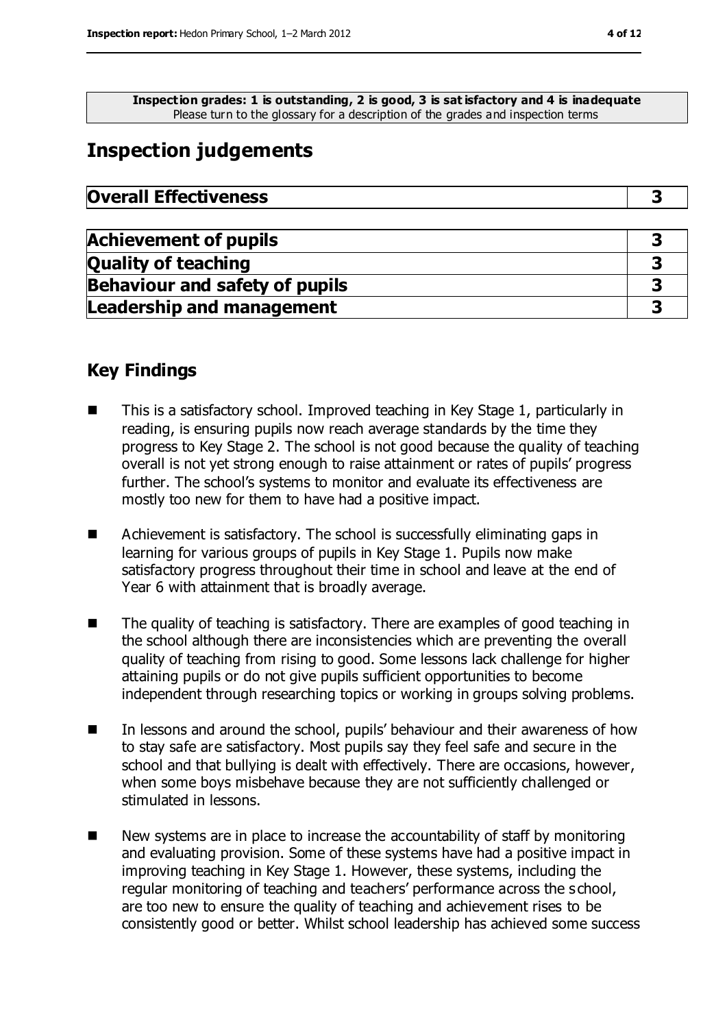**Inspection grades: 1 is outstanding, 2 is good, 3 is satisfactory and 4 is inadequate**
Please turn to the glossary for a description of the grades and inspection terms

## Inspection judgements

| **Overall Effectiveness** | **3** |
|---|---|

| **Achievement of pupils** | **3** |
|---|---|
| **Quality of teaching** | **3** |
| **Behaviour and safety of pupils** | **3** |
| **Leadership and management** | **3** |

### Key Findings

- This is a satisfactory school. Improved teaching in Key Stage 1, particularly in reading, is ensuring pupils now reach average standards by the time they progress to Key Stage 2. The school is not good because the quality of teaching overall is not yet strong enough to raise attainment or rates of pupils' progress further. The school's systems to monitor and evaluate its effectiveness are mostly too new for them to have had a positive impact.
- Achievement is satisfactory. The school is successfully eliminating gaps in learning for various groups of pupils in Key Stage 1. Pupils now make satisfactory progress throughout their time in school and leave at the end of Year 6 with attainment that is broadly average.
- The quality of teaching is satisfactory. There are examples of good teaching in the school although there are inconsistencies which are preventing the overall quality of teaching from rising to good. Some lessons lack challenge for higher attaining pupils or do not give pupils sufficient opportunities to become independent through researching topics or working in groups solving problems.
- In lessons and around the school, pupils' behaviour and their awareness of how to stay safe are satisfactory. Most pupils say they feel safe and secure in the school and that bullying is dealt with effectively. There are occasions, however, when some boys misbehave because they are not sufficiently challenged or stimulated in lessons.
- New systems are in place to increase the accountability of staff by monitoring and evaluating provision. Some of these systems have had a positive impact in improving teaching in Key Stage 1. However, these systems, including the regular monitoring of teaching and teachers' performance across the school, are too new to ensure the quality of teaching and achievement rises to be consistently good or better. Whilst school leadership has achieved some success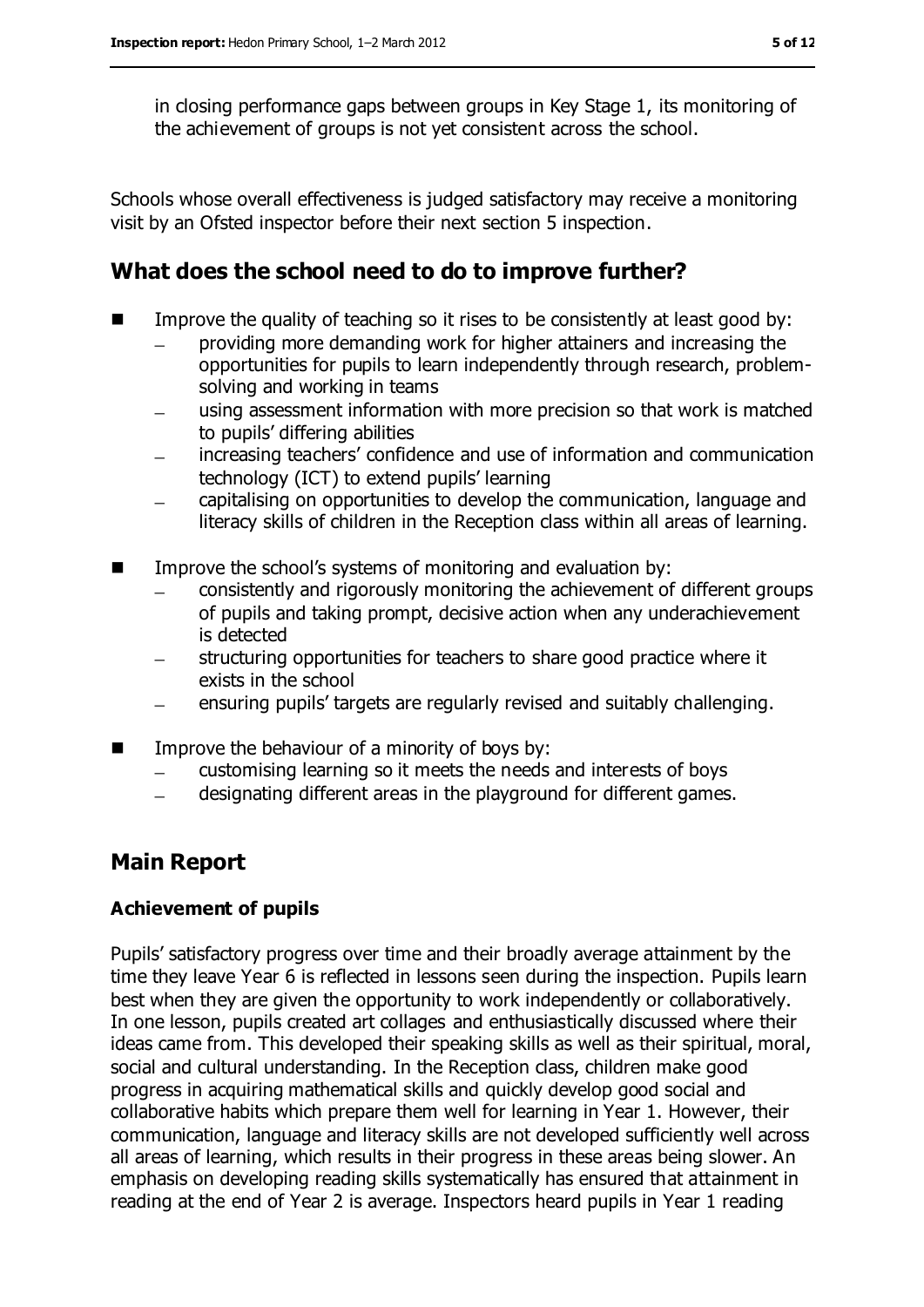in closing performance gaps between groups in Key Stage 1, its monitoring of the achievement of groups is not yet consistent across the school.

Schools whose overall effectiveness is judged satisfactory may receive a monitoring visit by an Ofsted inspector before their next section 5 inspection.

## What does the school need to do to improve further?

- Improve the quality of teaching so it rises to be consistently at least good by:
  - providing more demanding work for higher attainers and increasing the opportunities for pupils to learn independently through research, problem-solving and working in teams
  - using assessment information with more precision so that work is matched to pupils' differing abilities
  - increasing teachers' confidence and use of information and communication technology (ICT) to extend pupils' learning
  - capitalising on opportunities to develop the communication, language and literacy skills of children in the Reception class within all areas of learning.
- Improve the school's systems of monitoring and evaluation by:
  - consistently and rigorously monitoring the achievement of different groups of pupils and taking prompt, decisive action when any underachievement is detected
  - structuring opportunities for teachers to share good practice where it exists in the school
  - ensuring pupils' targets are regularly revised and suitably challenging.
- Improve the behaviour of a minority of boys by:
  - customising learning so it meets the needs and interests of boys
  - designating different areas in the playground for different games.

## Main Report

### Achievement of pupils

Pupils' satisfactory progress over time and their broadly average attainment by the time they leave Year 6 is reflected in lessons seen during the inspection. Pupils learn best when they are given the opportunity to work independently or collaboratively. In one lesson, pupils created art collages and enthusiastically discussed where their ideas came from. This developed their speaking skills as well as their spiritual, moral, social and cultural understanding. In the Reception class, children make good progress in acquiring mathematical skills and quickly develop good social and collaborative habits which prepare them well for learning in Year 1. However, their communication, language and literacy skills are not developed sufficiently well across all areas of learning, which results in their progress in these areas being slower. An emphasis on developing reading skills systematically has ensured that attainment in reading at the end of Year 2 is average. Inspectors heard pupils in Year 1 reading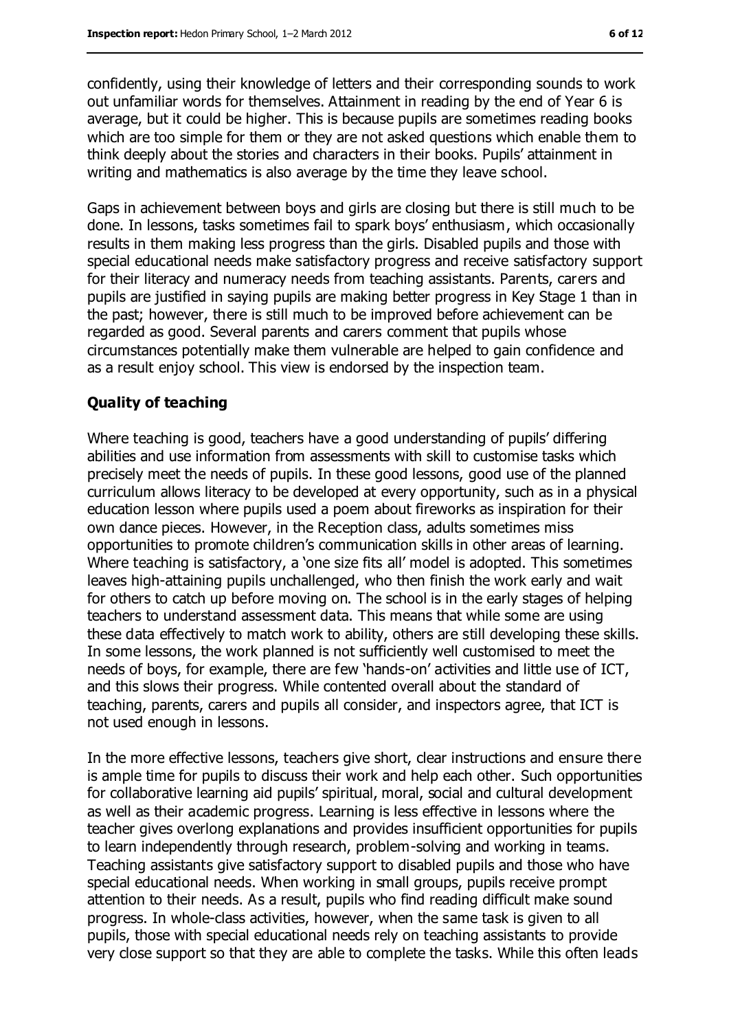confidently, using their knowledge of letters and their corresponding sounds to work out unfamiliar words for themselves. Attainment in reading by the end of Year 6 is average, but it could be higher. This is because pupils are sometimes reading books which are too simple for them or they are not asked questions which enable them to think deeply about the stories and characters in their books. Pupils' attainment in writing and mathematics is also average by the time they leave school.

Gaps in achievement between boys and girls are closing but there is still much to be done. In lessons, tasks sometimes fail to spark boys' enthusiasm, which occasionally results in them making less progress than the girls. Disabled pupils and those with special educational needs make satisfactory progress and receive satisfactory support for their literacy and numeracy needs from teaching assistants. Parents, carers and pupils are justified in saying pupils are making better progress in Key Stage 1 than in the past; however, there is still much to be improved before achievement can be regarded as good. Several parents and carers comment that pupils whose circumstances potentially make them vulnerable are helped to gain confidence and as a result enjoy school. This view is endorsed by the inspection team.

### Quality of teaching

Where teaching is good, teachers have a good understanding of pupils' differing abilities and use information from assessments with skill to customise tasks which precisely meet the needs of pupils. In these good lessons, good use of the planned curriculum allows literacy to be developed at every opportunity, such as in a physical education lesson where pupils used a poem about fireworks as inspiration for their own dance pieces. However, in the Reception class, adults sometimes miss opportunities to promote children's communication skills in other areas of learning. Where teaching is satisfactory, a 'one size fits all' model is adopted. This sometimes leaves high-attaining pupils unchallenged, who then finish the work early and wait for others to catch up before moving on. The school is in the early stages of helping teachers to understand assessment data. This means that while some are using these data effectively to match work to ability, others are still developing these skills. In some lessons, the work planned is not sufficiently well customised to meet the needs of boys, for example, there are few 'hands-on' activities and little use of ICT, and this slows their progress. While contented overall about the standard of teaching, parents, carers and pupils all consider, and inspectors agree, that ICT is not used enough in lessons.

In the more effective lessons, teachers give short, clear instructions and ensure there is ample time for pupils to discuss their work and help each other. Such opportunities for collaborative learning aid pupils' spiritual, moral, social and cultural development as well as their academic progress. Learning is less effective in lessons where the teacher gives overlong explanations and provides insufficient opportunities for pupils to learn independently through research, problem-solving and working in teams. Teaching assistants give satisfactory support to disabled pupils and those who have special educational needs. When working in small groups, pupils receive prompt attention to their needs. As a result, pupils who find reading difficult make sound progress. In whole-class activities, however, when the same task is given to all pupils, those with special educational needs rely on teaching assistants to provide very close support so that they are able to complete the tasks. While this often leads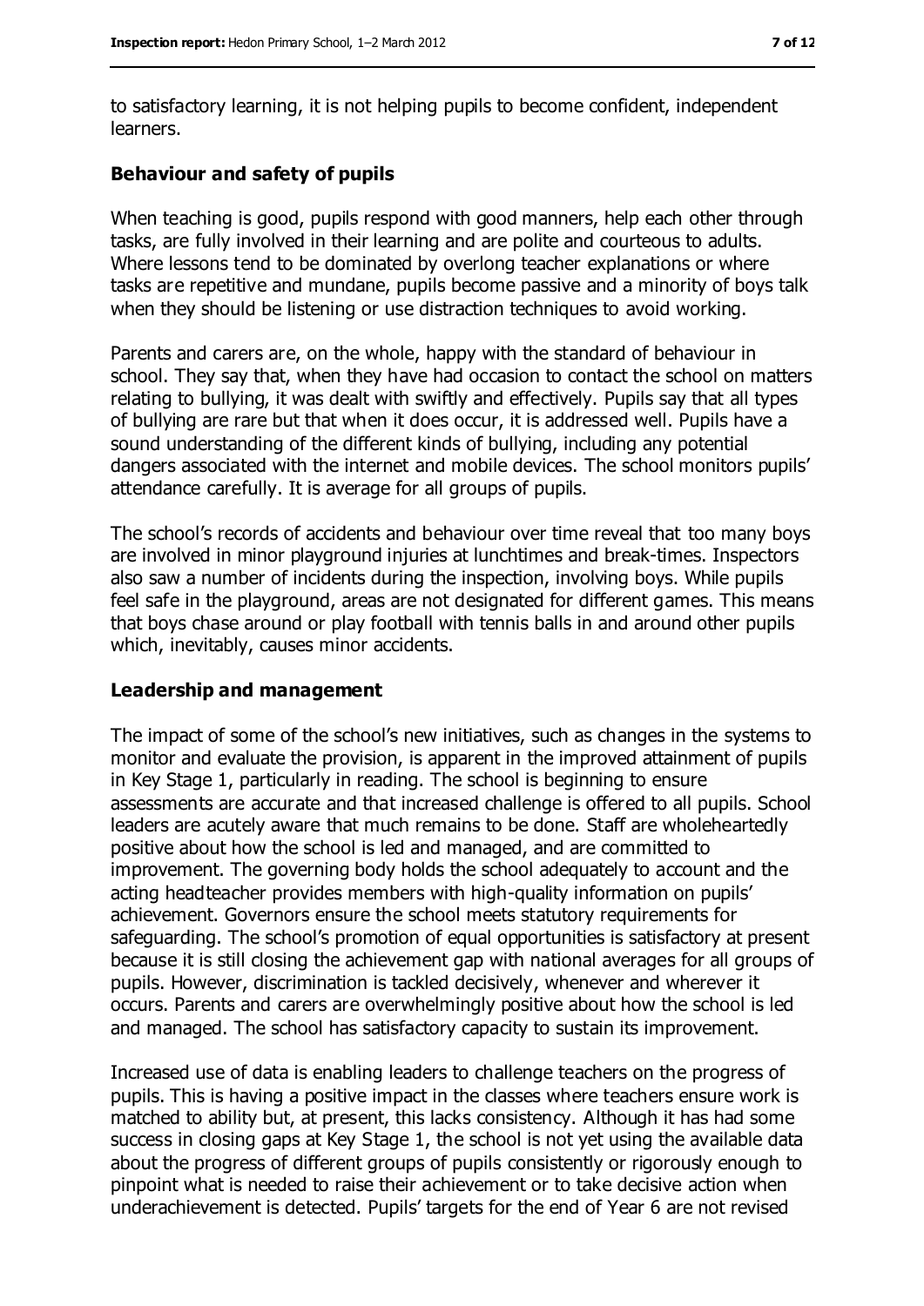to satisfactory learning, it is not helping pupils to become confident, independent learners.

### Behaviour and safety of pupils

When teaching is good, pupils respond with good manners, help each other through tasks, are fully involved in their learning and are polite and courteous to adults. Where lessons tend to be dominated by overlong teacher explanations or where tasks are repetitive and mundane, pupils become passive and a minority of boys talk when they should be listening or use distraction techniques to avoid working.

Parents and carers are, on the whole, happy with the standard of behaviour in school. They say that, when they have had occasion to contact the school on matters relating to bullying, it was dealt with swiftly and effectively. Pupils say that all types of bullying are rare but that when it does occur, it is addressed well. Pupils have a sound understanding of the different kinds of bullying, including any potential dangers associated with the internet and mobile devices. The school monitors pupils' attendance carefully. It is average for all groups of pupils.

The school's records of accidents and behaviour over time reveal that too many boys are involved in minor playground injuries at lunchtimes and break-times. Inspectors also saw a number of incidents during the inspection, involving boys. While pupils feel safe in the playground, areas are not designated for different games. This means that boys chase around or play football with tennis balls in and around other pupils which, inevitably, causes minor accidents.

### Leadership and management

The impact of some of the school's new initiatives, such as changes in the systems to monitor and evaluate the provision, is apparent in the improved attainment of pupils in Key Stage 1, particularly in reading. The school is beginning to ensure assessments are accurate and that increased challenge is offered to all pupils. School leaders are acutely aware that much remains to be done. Staff are wholeheartedly positive about how the school is led and managed, and are committed to improvement. The governing body holds the school adequately to account and the acting headteacher provides members with high-quality information on pupils' achievement. Governors ensure the school meets statutory requirements for safeguarding. The school's promotion of equal opportunities is satisfactory at present because it is still closing the achievement gap with national averages for all groups of pupils. However, discrimination is tackled decisively, whenever and wherever it occurs. Parents and carers are overwhelmingly positive about how the school is led and managed. The school has satisfactory capacity to sustain its improvement.

Increased use of data is enabling leaders to challenge teachers on the progress of pupils. This is having a positive impact in the classes where teachers ensure work is matched to ability but, at present, this lacks consistency. Although it has had some success in closing gaps at Key Stage 1, the school is not yet using the available data about the progress of different groups of pupils consistently or rigorously enough to pinpoint what is needed to raise their achievement or to take decisive action when underachievement is detected. Pupils' targets for the end of Year 6 are not revised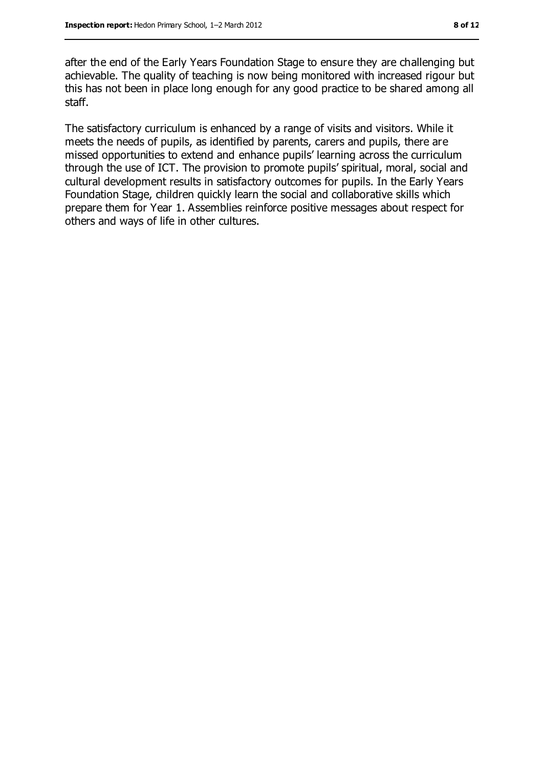after the end of the Early Years Foundation Stage to ensure they are challenging but achievable. The quality of teaching is now being monitored with increased rigour but this has not been in place long enough for any good practice to be shared among all staff.

The satisfactory curriculum is enhanced by a range of visits and visitors. While it meets the needs of pupils, as identified by parents, carers and pupils, there are missed opportunities to extend and enhance pupils' learning across the curriculum through the use of ICT. The provision to promote pupils' spiritual, moral, social and cultural development results in satisfactory outcomes for pupils. In the Early Years Foundation Stage, children quickly learn the social and collaborative skills which prepare them for Year 1. Assemblies reinforce positive messages about respect for others and ways of life in other cultures.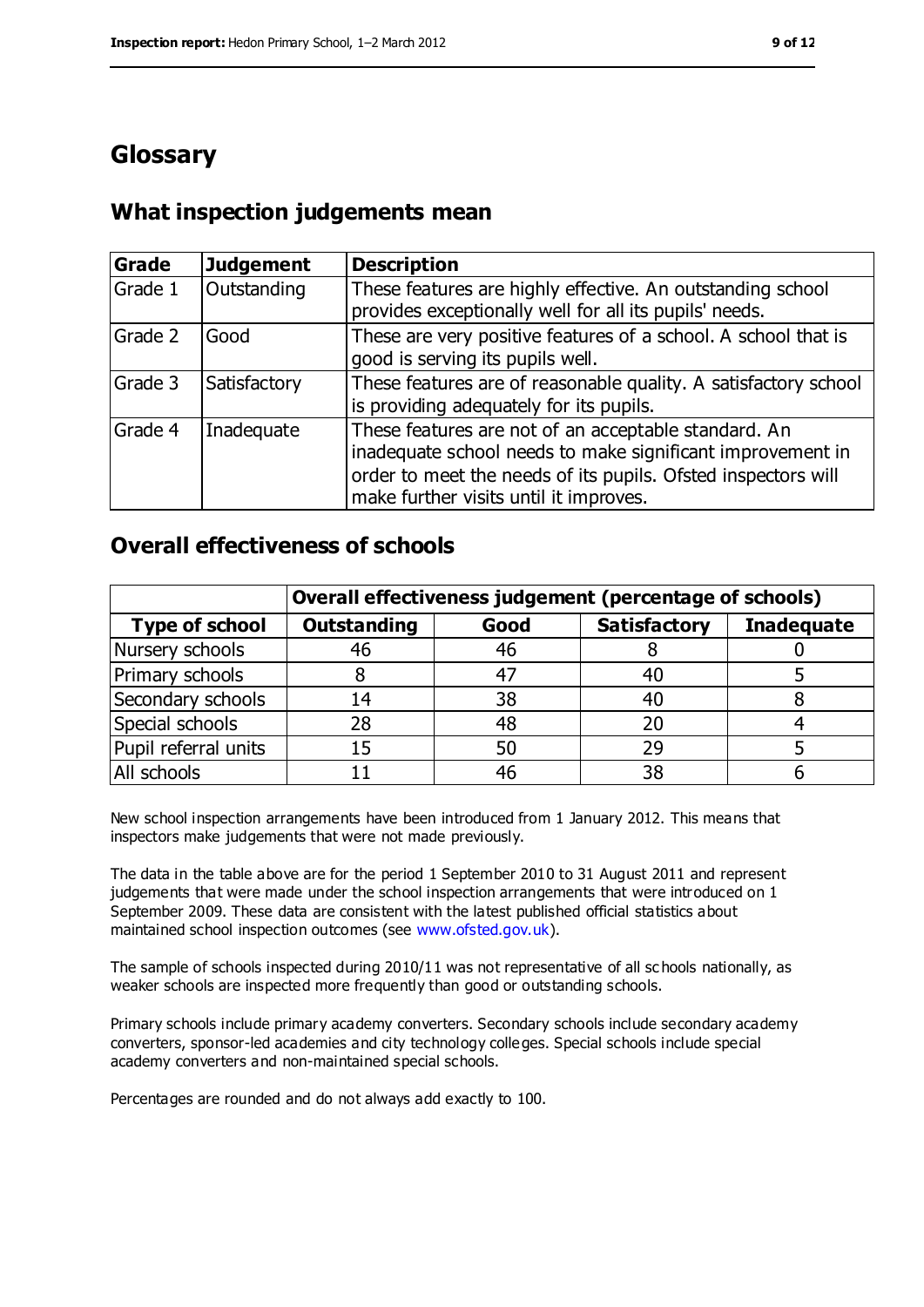# Glossary

## What inspection judgements mean

| Grade | Judgement | Description |
|---|---|---|
| Grade 1 | Outstanding | These features are highly effective. An outstanding school provides exceptionally well for all its pupils' needs. |
| Grade 2 | Good | These are very positive features of a school. A school that is good is serving its pupils well. |
| Grade 3 | Satisfactory | These features are of reasonable quality. A satisfactory school is providing adequately for its pupils. |
| Grade 4 | Inadequate | These features are not of an acceptable standard. An inadequate school needs to make significant improvement in order to meet the needs of its pupils. Ofsted inspectors will make further visits until it improves. |

## Overall effectiveness of schools

| | Overall effectiveness judgement (percentage of schools) | | | |
|---|---|---|---|---|
| **Type of school** | **Outstanding** | **Good** | **Satisfactory** | **Inadequate** |
| Nursery schools | 46 | 46 | 8 | 0 |
| Primary schools | 8 | 47 | 40 | 5 |
| Secondary schools | 14 | 38 | 40 | 8 |
| Special schools | 28 | 48 | 20 | 4 |
| Pupil referral units | 15 | 50 | 29 | 5 |
| All schools | 11 | 46 | 38 | 6 |

New school inspection arrangements have been introduced from 1 January 2012. This means that inspectors make judgements that were not made previously.

The data in the table above are for the period 1 September 2010 to 31 August 2011 and represent judgements that were made under the school inspection arrangements that were introduced on 1 September 2009. These data are consistent with the latest published official statistics about maintained school inspection outcomes (see www.ofsted.gov.uk).

The sample of schools inspected during 2010/11 was not representative of all schools nationally, as weaker schools are inspected more frequently than good or outstanding schools.

Primary schools include primary academy converters. Secondary schools include secondary academy converters, sponsor-led academies and city technology colleges. Special schools include special academy converters and non-maintained special schools.

Percentages are rounded and do not always add exactly to 100.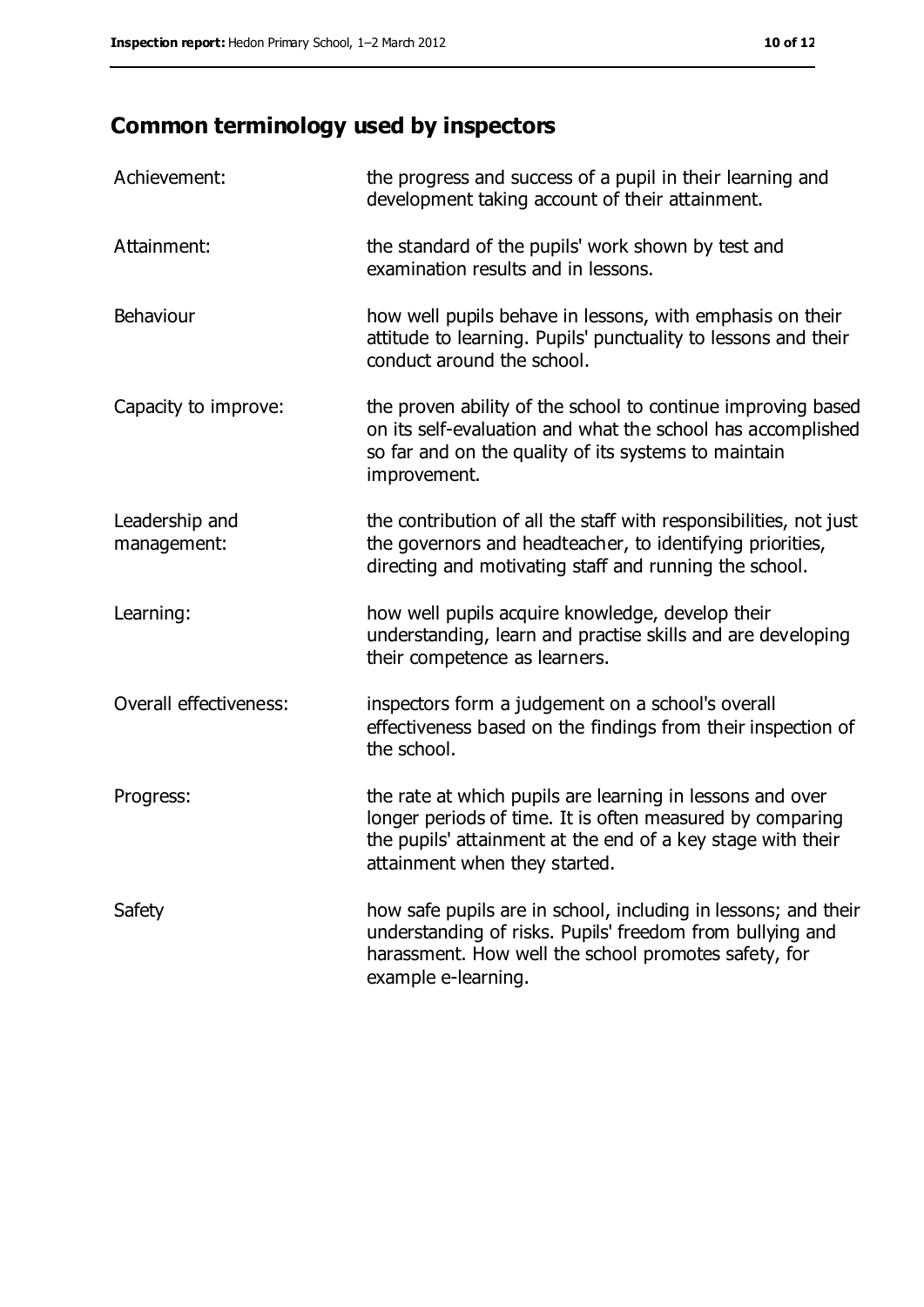## Common terminology used by inspectors

| | |
|---|---|
| Achievement: | the progress and success of a pupil in their learning and development taking account of their attainment. |
| Attainment: | the standard of the pupils' work shown by test and examination results and in lessons. |
| Behaviour | how well pupils behave in lessons, with emphasis on their attitude to learning. Pupils' punctuality to lessons and their conduct around the school. |
| Capacity to improve: | the proven ability of the school to continue improving based on its self-evaluation and what the school has accomplished so far and on the quality of its systems to maintain improvement. |
| Leadership and management: | the contribution of all the staff with responsibilities, not just the governors and headteacher, to identifying priorities, directing and motivating staff and running the school. |
| Learning: | how well pupils acquire knowledge, develop their understanding, learn and practise skills and are developing their competence as learners. |
| Overall effectiveness: | inspectors form a judgement on a school's overall effectiveness based on the findings from their inspection of the school. |
| Progress: | the rate at which pupils are learning in lessons and over longer periods of time. It is often measured by comparing the pupils' attainment at the end of a key stage with their attainment when they started. |
| Safety | how safe pupils are in school, including in lessons; and their understanding of risks. Pupils' freedom from bullying and harassment. How well the school promotes safety, for example e-learning. |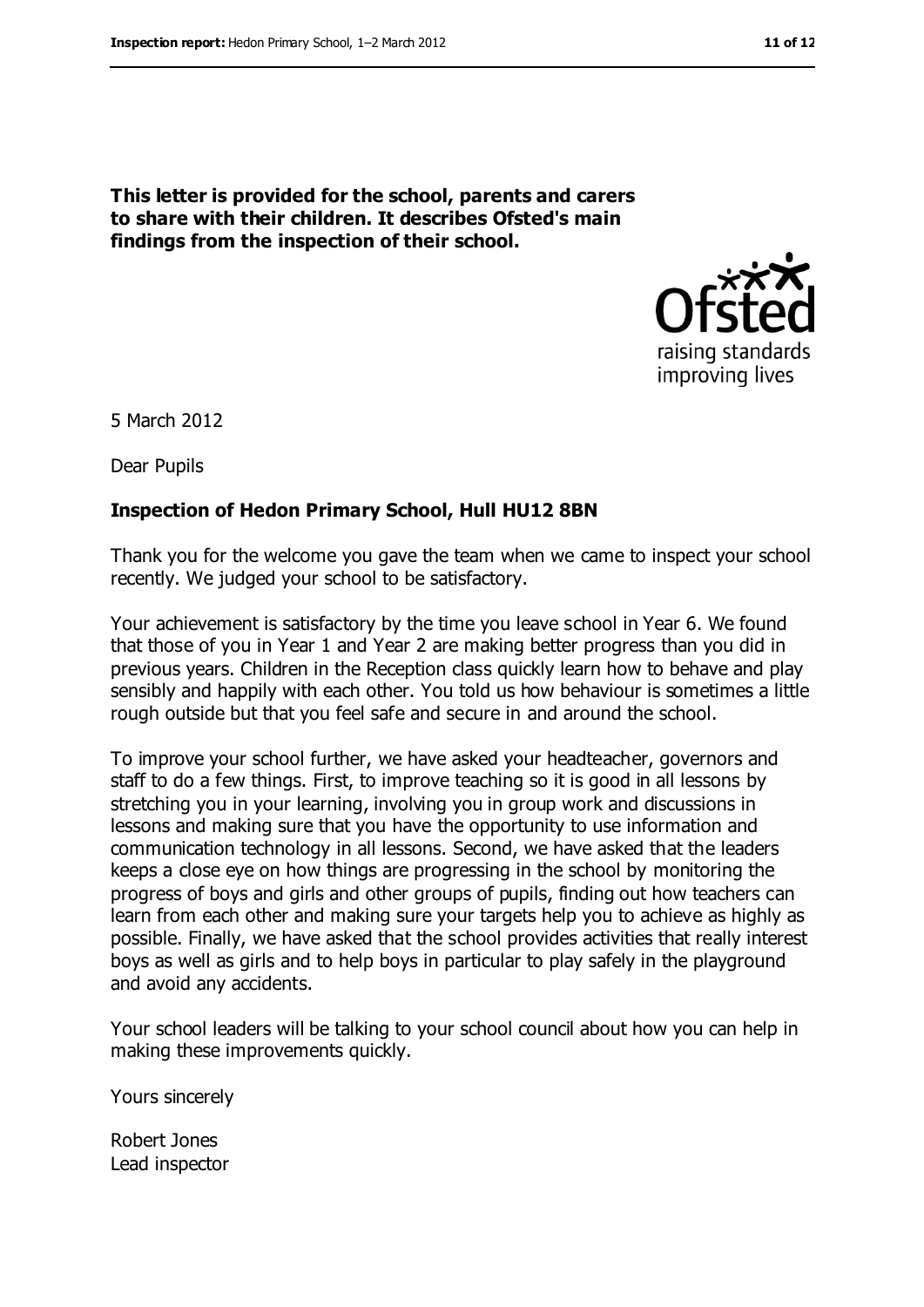**This letter is provided for the school, parents and carers to share with their children. It describes Ofsted's main findings from the inspection of their school.**

5 March 2012

Dear Pupils

**Inspection of Hedon Primary School, Hull HU12 8BN**

Thank you for the welcome you gave the team when we came to inspect your school recently. We judged your school to be satisfactory.

Your achievement is satisfactory by the time you leave school in Year 6. We found that those of you in Year 1 and Year 2 are making better progress than you did in previous years. Children in the Reception class quickly learn how to behave and play sensibly and happily with each other. You told us how behaviour is sometimes a little rough outside but that you feel safe and secure in and around the school.

To improve your school further, we have asked your headteacher, governors and staff to do a few things. First, to improve teaching so it is good in all lessons by stretching you in your learning, involving you in group work and discussions in lessons and making sure that you have the opportunity to use information and communication technology in all lessons. Second, we have asked that the leaders keeps a close eye on how things are progressing in the school by monitoring the progress of boys and girls and other groups of pupils, finding out how teachers can learn from each other and making sure your targets help you to achieve as highly as possible. Finally, we have asked that the school provides activities that really interest boys as well as girls and to help boys in particular to play safely in the playground and avoid any accidents.

Your school leaders will be talking to your school council about how you can help in making these improvements quickly.

Yours sincerely

Robert Jones
Lead inspector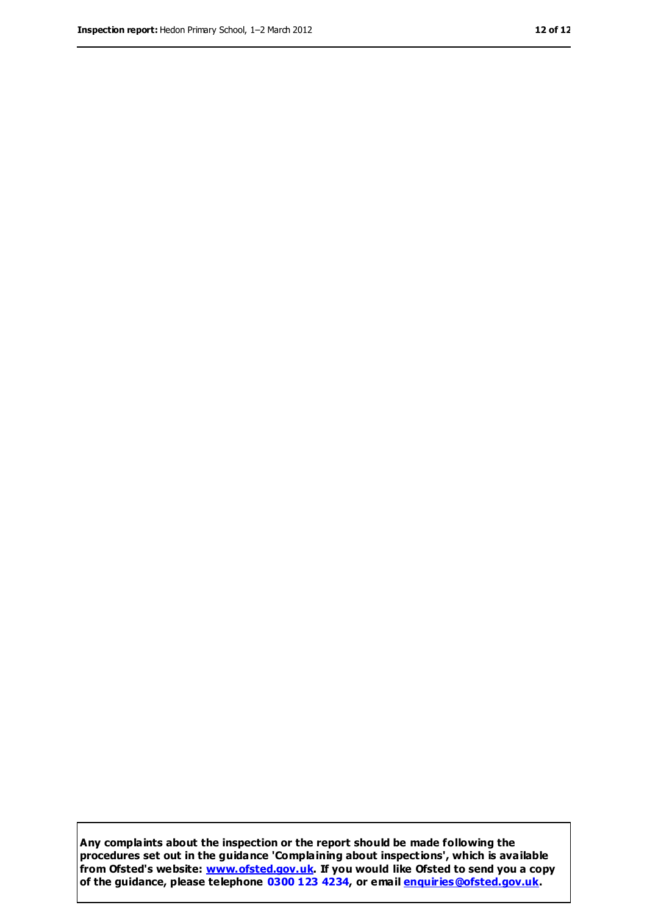**Any complaints about the inspection or the report should be made following the procedures set out in the guidance 'Complaining about inspections', which is available from Ofsted's website: www.ofsted.gov.uk. If you would like Ofsted to send you a copy of the guidance, please telephone 0300 123 4234, or email enquiries@ofsted.gov.uk.**